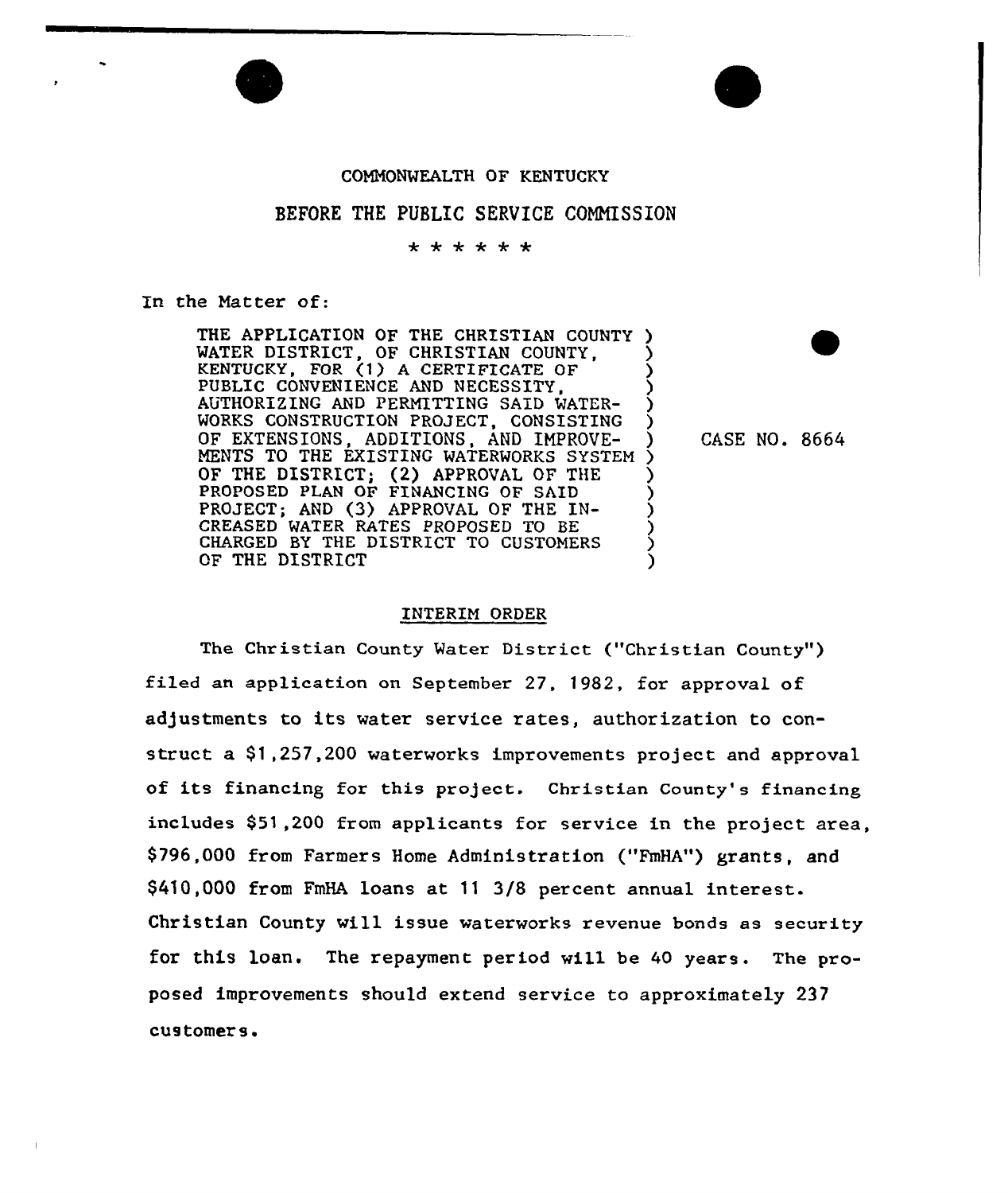COMMONWEALTH OF KENTUCKY

BEFORE THE PUBLIC SERVICE COMMISSION

\* \* \* \* \* \*

In the Matter of:

THE APPLICATION OF THE CHRISTIAN COUNTY WATER DISTRICT, OF CHRISTIAN COUNTY, KENTUCKY, FOR (1) A CERTIFICATE OF PUBLIC CONVENIENCE AND NECESSITY, AUTHORIZING AND PERMITTING SAID WATERWORKS CONSTRUCTION PROJECT, CONSISTING OF EXTENSIONS, ADDITIONS, AND IMPROVEMENTS TO THE EXISTING WATERWORKS SYSTEM OF THE DISTRICT; (2) APPROVAL OF THE PROPOSED PLAN OF FINANCING OF SAID PROJECT; AND (3) APPROVAL OF THE INCREASED WATER RATES PROPOSED TO BE CHARGED BY THE DISTRICT TO CUSTOMERS OF THE DISTRICT

CASE NO. 8664

## INTERIM ORDER

The Christian County Water District ("Christian County") filed an application on September 27, 1982, for approval of adjustments to its water service rates, authorization to construct a $1,257,200 waterworks improvements project and approval of its financing for this project. Christian County's financing includes $51,200 from applicants for service in the project area, $796,000 from Farmers Home Administration ("FmHA") grants, and $410,000 from FmHA loans at 11 3/8 percent annual interest. Christian County will issue waterworks revenue bonds as security for this loan. The repayment period will be 40 years. The proposed improvements should extend service to approximately 237 customers.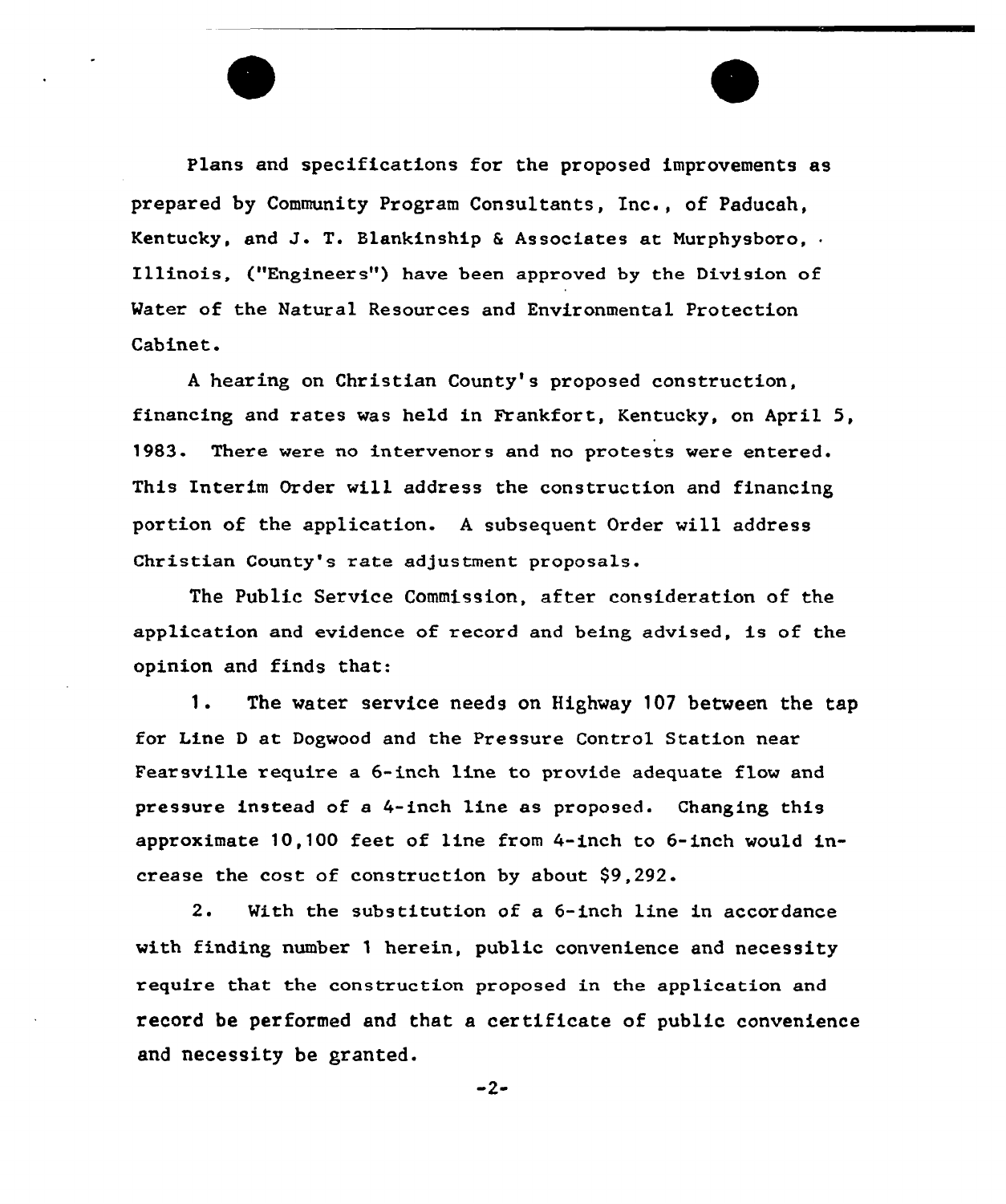Plans and specifications for the proposed improvements as prepared by Community Program Consultants, Inc., of Paducah, Kentucky, and J. T. Blankinship & Associates at Murphysboro, Illinois, ("Engineers") have been approved by the Division of Water of the Natural Resources and Environmental Protection Cabinet.

A hearing on Christian County's proposed construction, financing and rates was held in Frankfort, Kentucky, on April 5, 1983. There were no intervenors and no protests were entered. This Interim Order will address the construction and financing portion of the application. A subsequent Order will address Christian County's rate adjustment proposals.

The Public Service Commission, after consideration of the application and evidence of record and being advised, is of the opinion and finds that:

1. The water service needs on Highway 107 between the tap for Line D at Dogwood and the Pressure Control Station near Fearsville require a 6-inch line to provide adequate flow and pressure instead of a 4-inch line as proposed. Changing this approximate 10,100 feet of line from 4-inch to 6-inch would increase the cost of construction by about $9,292.

2. With the substitution of a 6-inch line in accordance with finding number 1 herein, public convenience and necessity require that the construction proposed in the application and record be performed and that a certificate of public convenience and necessity be granted.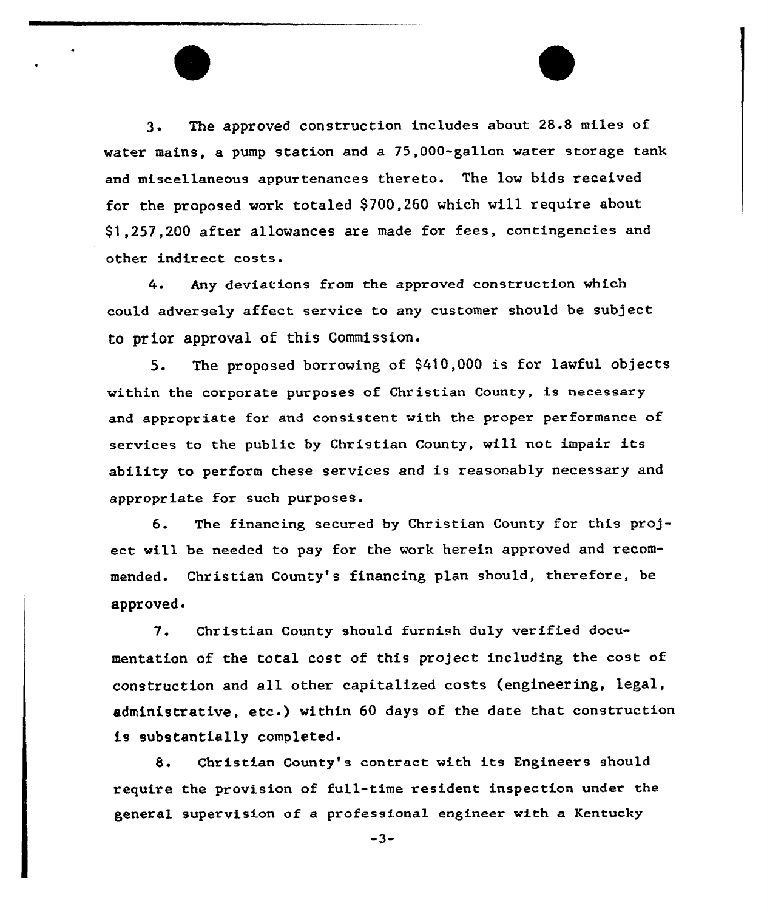3. The approved construction includes about 28.8 miles of water mains, a pump station and a 75,000-gallon water storage tank and miscellaneous appurtenances thereto. The low bids received for the proposed work totaled $700,260 which will require about $1,257,200 after allowances are made for fees, contingencies and other indirect costs.

4. Any deviations from the approved construction which could adversely affect service to any customer should be subject to prior approval of this Commission.

5. The proposed borrowing of $410,000 is for lawful objects within the corporate purposes of Christian County, is necessary and appropriate for and consistent with the proper performance of services to the public by Christian County, will not impair its ability to perform these services and is reasonably necessary and appropriate for such purposes.

6. The financing secured by Christian County for this project will be needed to pay for the work herein approved and recommended. Christian County's financing plan should, therefore, be approved.

7. Christian County should furnish duly verified documentation of the total cost of this project including the cost of construction and all other capitalized costs (engineering, legal, administrative, etc.) within 60 days of the date that construction is substantially completed.

8. Christian County's contract with its Engineers should require the provision of full-time resident inspection under the general supervision of a professional engineer with a Kentucky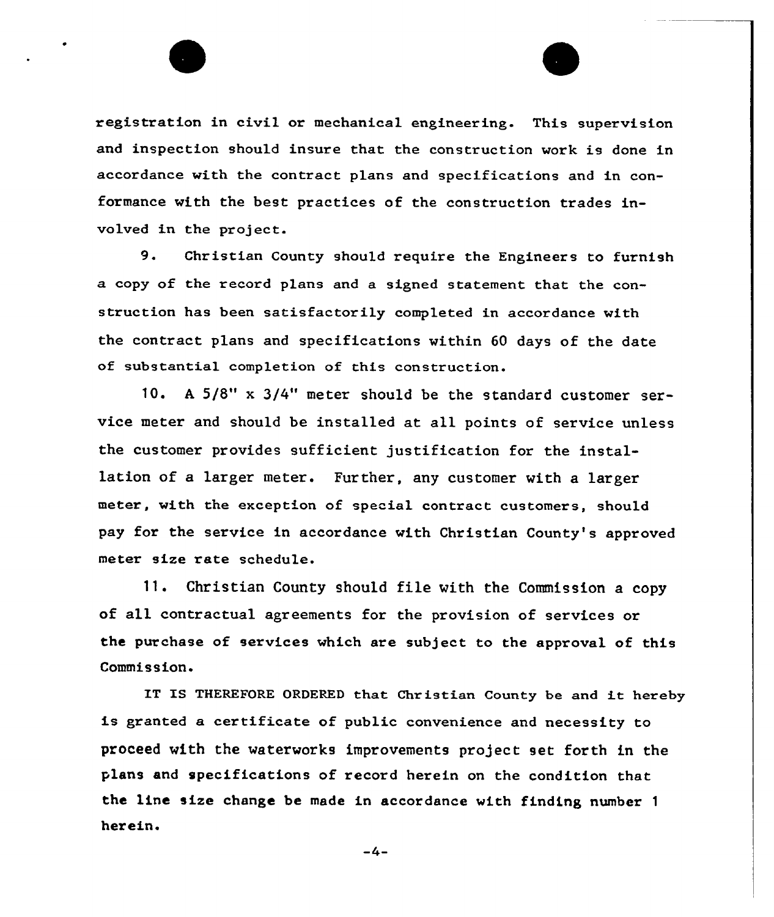registration in civil or mechanical engineering. This supervision and inspection should insure that the construction work is done in accordance with the contract plans and specifications and in conformance with the best practices of the construction trades involved in the project.

9. Christian County should require the Engineers to furnish a copy of the record plans and a signed statement that the construction has been satisfactorily completed in accordance with the contract plans and specifications within 60 days of the date of substantial completion of this construction.

10. A 5/8" x 3/4" meter should be the standard customer service meter and should be installed at all points of service unless the customer provides sufficient justification for the installation of a larger meter. Further, any customer with a larger meter, with the exception of special contract customers, should pay for the service in accordance with Christian County's approved meter size rate schedule.

11. Christian County should file with the Commission a copy of all contractual agreements for the provision of services or the purchase of services which are subject to the approval of this Commission.

IT IS THEREFORE ORDERED that Christian County be and it hereby is granted a certificate of public convenience and necessity to proceed with the waterworks improvements project set forth in the plans and specifications of record herein on the condition that the line size change be made in accordance with finding number 1 herein.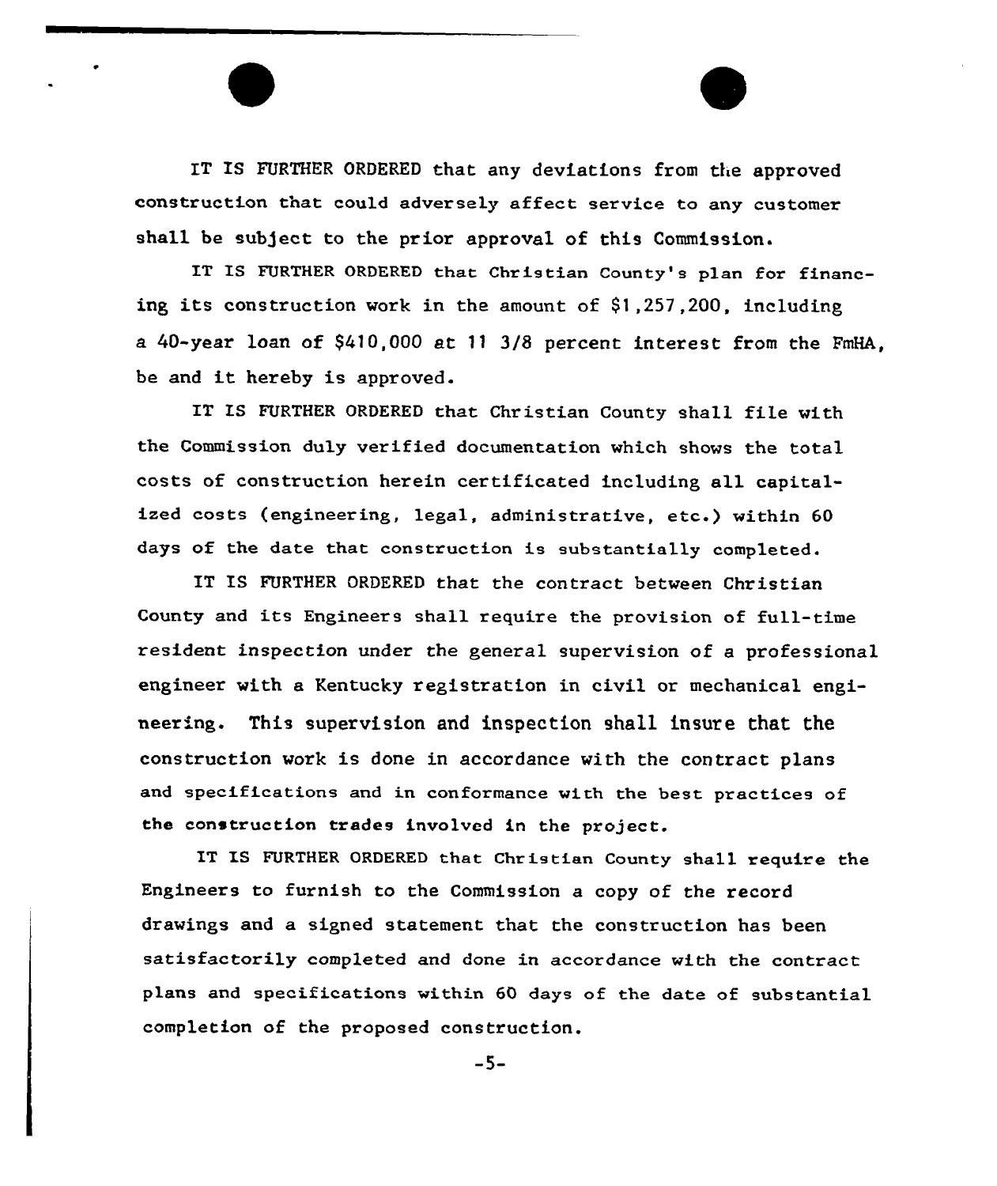IT IS FURTHER ORDERED that any deviations from the approved construction that could adversely affect service to any customer shall be subject to the prior approval of this Commission.

IT IS FURTHER ORDERED that Christian County's plan for financing its construction work in the amount of $1,257,200, including a 40-year loan of $410,000 at 11 3/8 percent interest from the FmHA, be and it hereby is approved.

IT IS FURTHER ORDERED that Christian County shall file with the Commission duly verified documentation which shows the total costs of construction herein certificated including all capitalized costs (engineering, legal, administrative, etc.) within 60 days of the date that construction is substantially completed.

IT IS FURTHER ORDERED that the contract between Christian County and its Engineers shall require the provision of full-time resident inspection under the general supervision of a professional engineer with a Kentucky registration in civil or mechanical engineering. This supervision and inspection shall insure that the construction work is done in accordance with the contract plans and specifications and in conformance with the best practices of the construction trades involved in the project.

IT IS FURTHER ORDERED that Christian County shall require the Engineers to furnish to the Commission a copy of the record drawings and a signed statement that the construction has been satisfactorily completed and done in accordance with the contract plans and specifications within 60 days of the date of substantial completion of the proposed construction.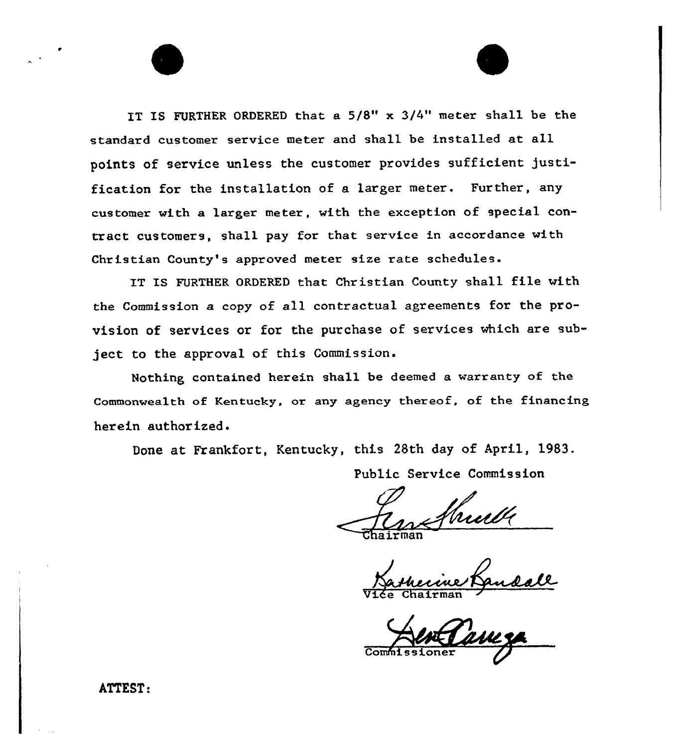IT IS FURTHER ORDERED that a 5/8" x 3/4" meter shall be the standard customer service meter and shall be installed at all points of service unless the customer provides sufficient justification for the installation of a larger meter. Further, any customer with a larger meter, with the exception of special contract customers, shall pay for that service in accordance with Christian County's approved meter size rate schedules.

IT IS FURTHER ORDERED that Christian County shall file with the Commission a copy of all contractual agreements for the provision of services or for the purchase of services which are subject to the approval of this Commission.

Nothing contained herein shall be deemed a warranty of the Commonwealth of Kentucky, or any agency thereof, of the financing herein authorized.

Done at Frankfort, Kentucky, this 28th day of April, 1983.

Public Service Commission

Chairman

Vice Chairman

Commissioner

ATTEST: